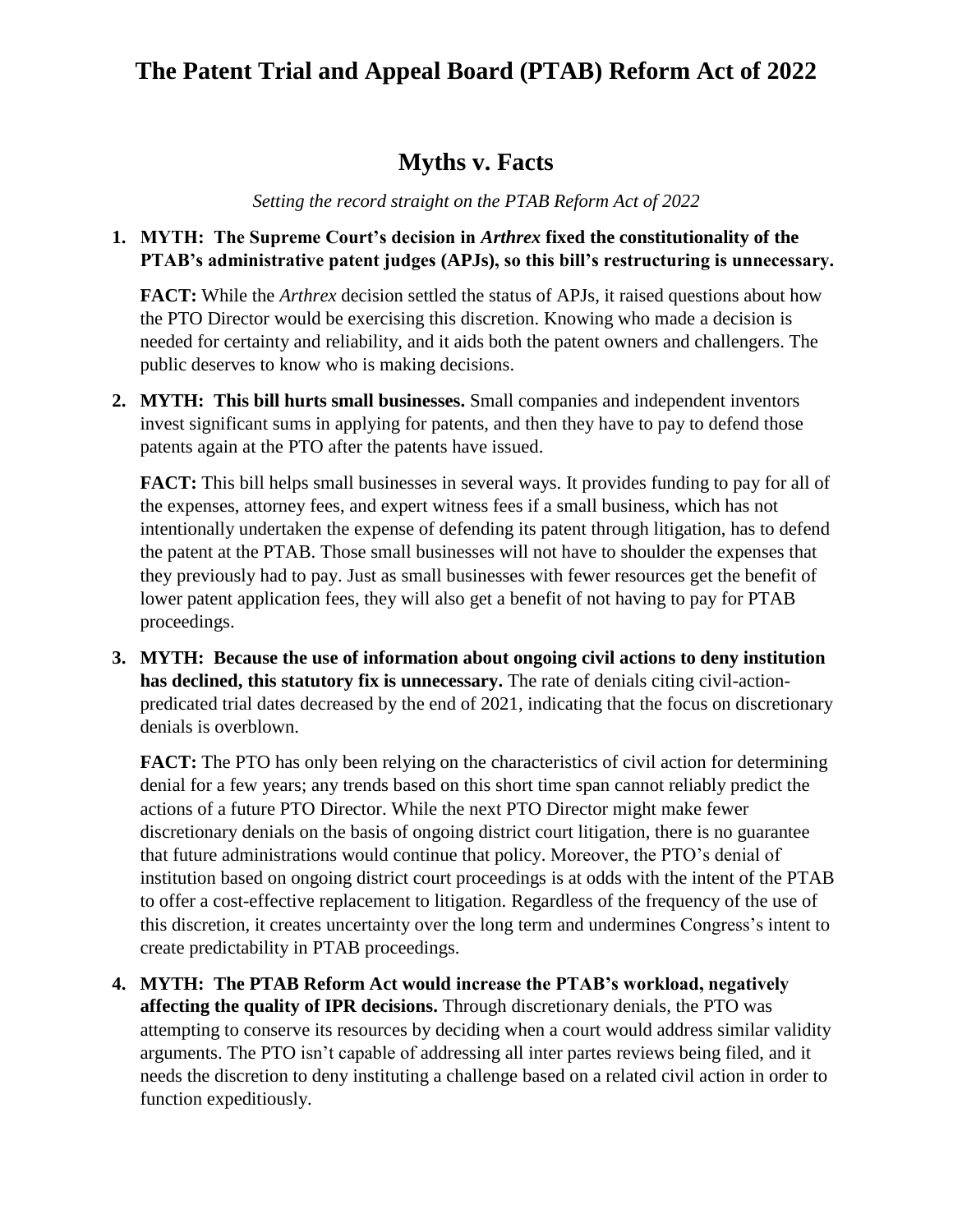# The Patent Trial and Appeal Board (PTAB) Reform Act of 2022

## Myths v. Facts

*Setting the record straight on the PTAB Reform Act of 2022*

1. **MYTH: The Supreme Court's decision in *Arthrex* fixed the constitutionality of the PTAB's administrative patent judges (APJs), so this bill's restructuring is unnecessary.**

   **FACT:** While the *Arthrex* decision settled the status of APJs, it raised questions about how the PTO Director would be exercising this discretion. Knowing who made a decision is needed for certainty and reliability, and it aids both the patent owners and challengers. The public deserves to know who is making decisions.

2. **MYTH: This bill hurts small businesses.** Small companies and independent inventors invest significant sums in applying for patents, and then they have to pay to defend those patents again at the PTO after the patents have issued.

   **FACT:** This bill helps small businesses in several ways. It provides funding to pay for all of the expenses, attorney fees, and expert witness fees if a small business, which has not intentionally undertaken the expense of defending its patent through litigation, has to defend the patent at the PTAB. Those small businesses will not have to shoulder the expenses that they previously had to pay. Just as small businesses with fewer resources get the benefit of lower patent application fees, they will also get a benefit of not having to pay for PTAB proceedings.

3. **MYTH: Because the use of information about ongoing civil actions to deny institution has declined, this statutory fix is unnecessary.** The rate of denials citing civil-action-predicated trial dates decreased by the end of 2021, indicating that the focus on discretionary denials is overblown.

   **FACT:** The PTO has only been relying on the characteristics of civil action for determining denial for a few years; any trends based on this short time span cannot reliably predict the actions of a future PTO Director. While the next PTO Director might make fewer discretionary denials on the basis of ongoing district court litigation, there is no guarantee that future administrations would continue that policy. Moreover, the PTO's denial of institution based on ongoing district court proceedings is at odds with the intent of the PTAB to offer a cost-effective replacement to litigation. Regardless of the frequency of the use of this discretion, it creates uncertainty over the long term and undermines Congress's intent to create predictability in PTAB proceedings.

4. **MYTH: The PTAB Reform Act would increase the PTAB's workload, negatively affecting the quality of IPR decisions.** Through discretionary denials, the PTO was attempting to conserve its resources by deciding when a court would address similar validity arguments. The PTO isn't capable of addressing all inter partes reviews being filed, and it needs the discretion to deny instituting a challenge based on a related civil action in order to function expeditiously.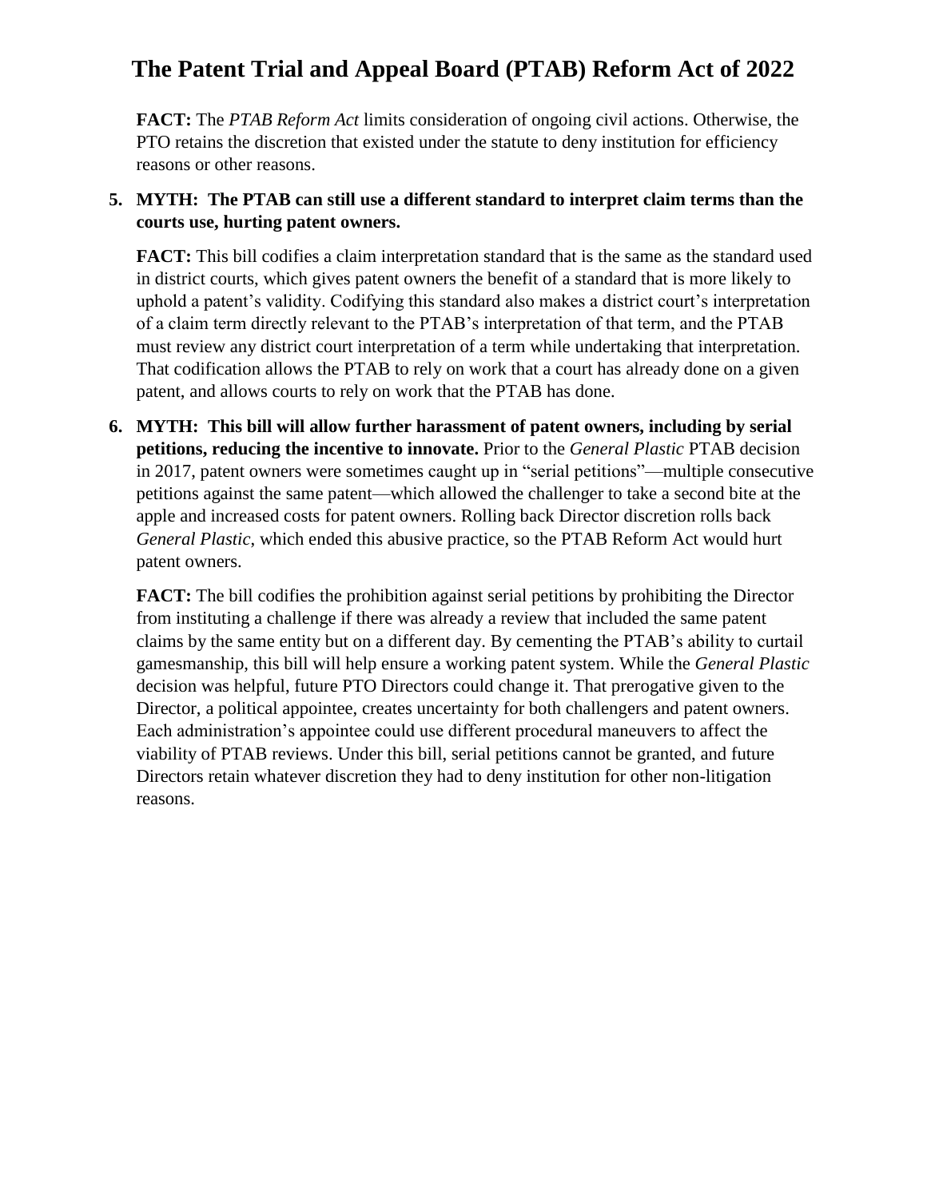# The Patent Trial and Appeal Board (PTAB) Reform Act of 2022

**FACT:** The *PTAB Reform Act* limits consideration of ongoing civil actions. Otherwise, the PTO retains the discretion that existed under the statute to deny institution for efficiency reasons or other reasons.

5. **MYTH: The PTAB can still use a different standard to interpret claim terms than the courts use, hurting patent owners.**

   **FACT:** This bill codifies a claim interpretation standard that is the same as the standard used in district courts, which gives patent owners the benefit of a standard that is more likely to uphold a patent's validity. Codifying this standard also makes a district court's interpretation of a claim term directly relevant to the PTAB's interpretation of that term, and the PTAB must review any district court interpretation of a term while undertaking that interpretation. That codification allows the PTAB to rely on work that a court has already done on a given patent, and allows courts to rely on work that the PTAB has done.

6. **MYTH: This bill will allow further harassment of patent owners, including by serial petitions, reducing the incentive to innovate.** Prior to the *General Plastic* PTAB decision in 2017, patent owners were sometimes caught up in "serial petitions"—multiple consecutive petitions against the same patent—which allowed the challenger to take a second bite at the apple and increased costs for patent owners. Rolling back Director discretion rolls back *General Plastic*, which ended this abusive practice, so the PTAB Reform Act would hurt patent owners.

   **FACT:** The bill codifies the prohibition against serial petitions by prohibiting the Director from instituting a challenge if there was already a review that included the same patent claims by the same entity but on a different day. By cementing the PTAB's ability to curtail gamesmanship, this bill will help ensure a working patent system. While the *General Plastic* decision was helpful, future PTO Directors could change it. That prerogative given to the Director, a political appointee, creates uncertainty for both challengers and patent owners. Each administration's appointee could use different procedural maneuvers to affect the viability of PTAB reviews. Under this bill, serial petitions cannot be granted, and future Directors retain whatever discretion they had to deny institution for other non-litigation reasons.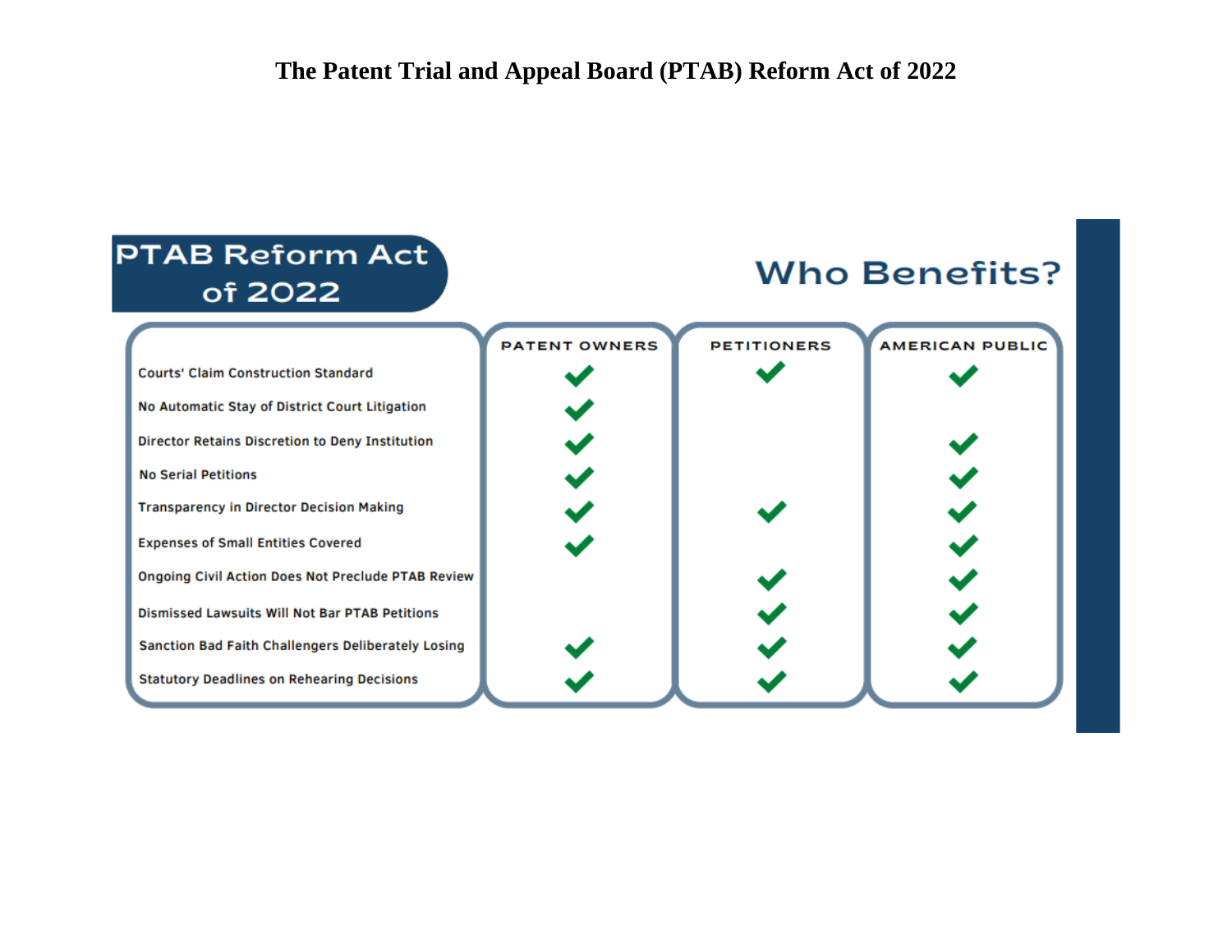# The Patent Trial and Appeal Board (PTAB) Reform Act of 2022

## PTAB Reform Act of 2022

## Who Benefits?

| | PATENT OWNERS | PETITIONERS | AMERICAN PUBLIC |
|---|---|---|---|
| Courts' Claim Construction Standard | ✓ | ✓ | ✓ |
| No Automatic Stay of District Court Litigation | ✓ | | |
| Director Retains Discretion to Deny Institution | ✓ | | ✓ |
| No Serial Petitions | ✓ | | ✓ |
| Transparency in Director Decision Making | ✓ | ✓ | ✓ |
| Expenses of Small Entities Covered | ✓ | | ✓ |
| Ongoing Civil Action Does Not Preclude PTAB Review | | ✓ | ✓ |
| Dismissed Lawsuits Will Not Bar PTAB Petitions | | ✓ | ✓ |
| Sanction Bad Faith Challengers Deliberately Losing | ✓ | ✓ | ✓ |
| Statutory Deadlines on Rehearing Decisions | ✓ | ✓ | ✓ |